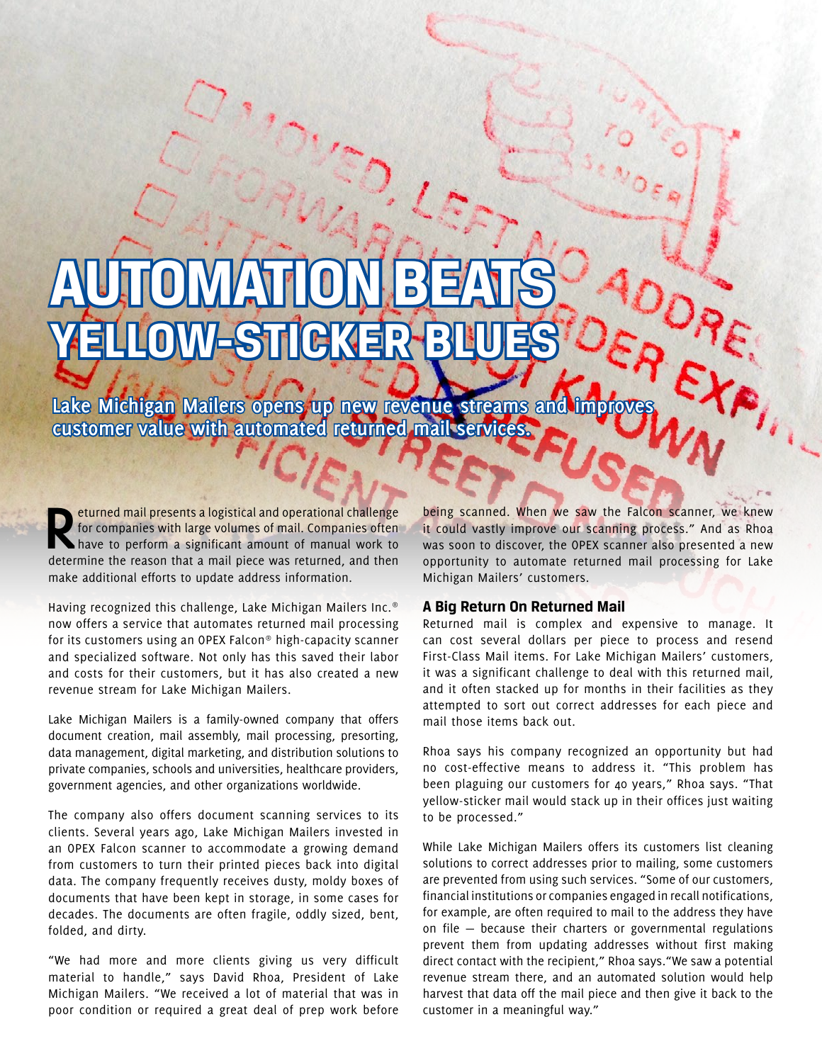# AUTOMATION BEATS YELLOW-STICKER BLUES

**Lake Michigan Mailers opens up new revenue streams and improves customer value with automated returned mail services.**

Returned mail presents a logistical and operational challenge for companies with large volumes of mail. Companies often have to perform a significant amount of manual work to determine the reason that a mail piece was returned, and then make additional efforts to update address information.

Having recognized this challenge, Lake Michigan Mailers Inc.® now offers a service that automates returned mail processing for its customers using an OPEX Falcon® high-capacity scanner and specialized software. Not only has this saved their labor and costs for their customers, but it has also created a new revenue stream for Lake Michigan Mailers.

Lake Michigan Mailers is a family-owned company that offers document creation, mail assembly, mail processing, presorting, data management, digital marketing, and distribution solutions to private companies, schools and universities, healthcare providers, government agencies, and other organizations worldwide.

The company also offers document scanning services to its clients. Several years ago, Lake Michigan Mailers invested in an OPEX Falcon scanner to accommodate a growing demand from customers to turn their printed pieces back into digital data. The company frequently receives dusty, moldy boxes of documents that have been kept in storage, in some cases for decades. The documents are often fragile, oddly sized, bent, folded, and dirty.

"We had more and more clients giving us very difficult material to handle," says David Rhoa, President of Lake Michigan Mailers. "We received a lot of material that was in poor condition or required a great deal of prep work before being scanned. When we saw the Falcon scanner, we knew it could vastly improve our scanning process." And as Rhoa was soon to discover, the OPEX scanner also presented a new opportunity to automate returned mail processing for Lake Michigan Mailers' customers.

### A Big Return On Returned Mail

Returned mail is complex and expensive to manage. It can cost several dollars per piece to process and resend First-Class Mail items. For Lake Michigan Mailers' customers, it was a significant challenge to deal with this returned mail, and it often stacked up for months in their facilities as they attempted to sort out correct addresses for each piece and mail those items back out.

Rhoa says his company recognized an opportunity but had no cost-effective means to address it. "This problem has been plaguing our customers for 40 years," Rhoa says. "That yellow-sticker mail would stack up in their offices just waiting to be processed."

While Lake Michigan Mailers offers its customers list cleaning solutions to correct addresses prior to mailing, some customers are prevented from using such services. "Some of our customers, financial institutions or companies engaged in recall notifications, for example, are often required to mail to the address they have on file — because their charters or governmental regulations prevent them from updating addresses without first making direct contact with the recipient," Rhoa says. "We saw a potential revenue stream there, and an automated solution would help harvest that data off the mail piece and then give it back to the customer in a meaningful way."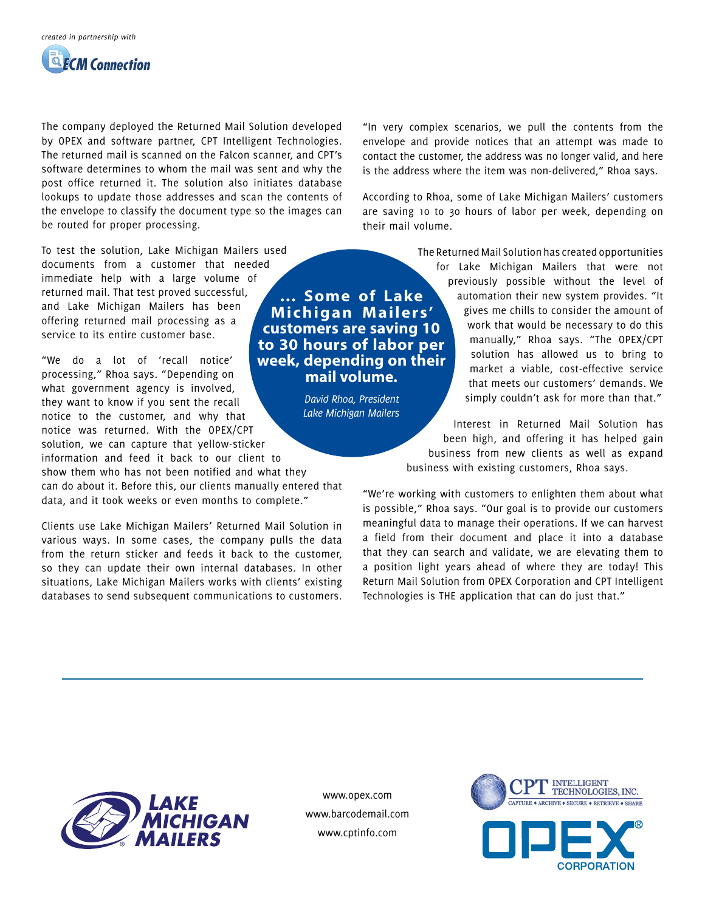*created in partnership with*

ECM Connection

The company deployed the Returned Mail Solution developed by OPEX and software partner, CPT Intelligent Technologies. The returned mail is scanned on the Falcon scanner, and CPT's software determines to whom the mail was sent and why the post office returned it. The solution also initiates database lookups to update those addresses and scan the contents of the envelope to classify the document type so the images can be routed for proper processing.

To test the solution, Lake Michigan Mailers used documents from a customer that needed immediate help with a large volume of returned mail. That test proved successful, and Lake Michigan Mailers has been offering returned mail processing as a service to its entire customer base.

"We do a lot of 'recall notice' processing," Rhoa says. "Depending on what government agency is involved, they want to know if you sent the recall notice to the customer, and why that notice was returned. With the OPEX/CPT solution, we can capture that yellow-sticker information and feed it back to our client to show them who has not been notified and what they can do about it. Before this, our clients manually entered that data, and it took weeks or even months to complete."

Clients use Lake Michigan Mailers' Returned Mail Solution in various ways. In some cases, the company pulls the data from the return sticker and feeds it back to the customer, so they can update their own internal databases. In other situations, Lake Michigan Mailers works with clients' existing databases to send subsequent communications to customers.

> **... Some of Lake Michigan Mailers' customers are saving 10 to 30 hours of labor per week, depending on their mail volume.**
>
> *David Rhoa, President*
> *Lake Michigan Mailers*

"In very complex scenarios, we pull the contents from the envelope and provide notices that an attempt was made to contact the customer, the address was no longer valid, and here is the address where the item was non-delivered," Rhoa says.

According to Rhoa, some of Lake Michigan Mailers' customers are saving 10 to 30 hours of labor per week, depending on their mail volume.

The Returned Mail Solution has created opportunities for Lake Michigan Mailers that were not previously possible without the level of automation their new system provides. "It gives me chills to consider the amount of work that would be necessary to do this manually," Rhoa says. "The OPEX/CPT solution has allowed us to bring to market a viable, cost-effective service that meets our customers' demands. We simply couldn't ask for more than that."

Interest in Returned Mail Solution has been high, and offering it has helped gain business from new clients as well as expand business with existing customers, Rhoa says.

"We're working with customers to enlighten them about what is possible," Rhoa says. "Our goal is to provide our customers meaningful data to manage their operations. If we can harvest a field from their document and place it into a database that they can search and validate, we are elevating them to a position light years ahead of where they are today! This Return Mail Solution from OPEX Corporation and CPT Intelligent Technologies is THE application that can do just that."

---

LAKE MICHIGAN MAILERS

www.opex.com
www.barcodemail.com
www.cptinfo.com

CPT INTELLIGENT TECHNOLOGIES, INC.
CAPTURE ♦ ARCHIVE ♦ SECURE ♦ RETRIEVE ♦ SHARE

OPEX® CORPORATION